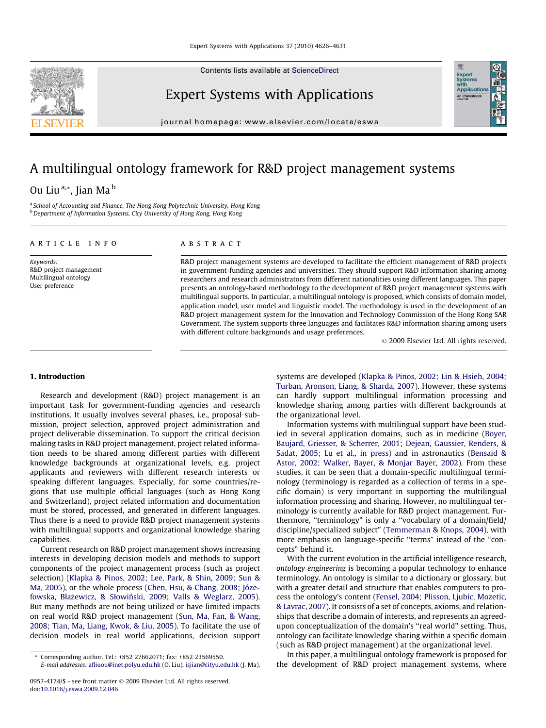# A multilingual ontology framework for R&D project management systems

Ou Liu[a,*], Jian Ma[b]

[a] School of Accounting and Finance, The Hong Kong Polytechnic University, Hong Kong
[b] Department of Information Systems, City University of Hong Kong, Hong Kong

**ARTICLE INFO**

*Keywords:*
R&D project management
Multilingual ontology
User preference

**ABSTRACT**

R&D project management systems are developed to facilitate the efficient management of R&D projects in government-funding agencies and universities. They should support R&D information sharing among researchers and research administrators from different nationalities using different languages. This paper presents an ontology-based methodology to the development of R&D project management systems with multilingual supports. In particular, a multilingual ontology is proposed, which consists of domain model, application model, user model and linguistic model. The methodology is used in the development of an R&D project management system for the Innovation and Technology Commission of the Hong Kong SAR Government. The system supports three languages and facilitates R&D information sharing among users with different culture backgrounds and usage preferences.

© 2009 Elsevier Ltd. All rights reserved.

## 1. Introduction

Research and development (R&D) project management is an important task for government-funding agencies and research institutions. It usually involves several phases, i.e., proposal submission, project selection, approved project administration and project deliverable dissemination. To support the critical decision making tasks in R&D project management, project related information needs to be shared among different parties with different knowledge backgrounds at organizational levels, e.g. project applicants and reviewers with different research interests or speaking different languages. Especially, for some countries/regions that use multiple official languages (such as Hong Kong and Switzerland), project related information and documentation must be stored, processed, and generated in different languages. Thus there is a need to provide R&D project management systems with multilingual supports and organizational knowledge sharing capabilities.

Current research on R&D project management shows increasing interests in developing decision models and methods to support components of the project management process (such as project selection) (Klapka & Pinos, 2002; Lee, Park, & Shin, 2009; Sun & Ma, 2005), or the whole process (Chen, Hsu, & Chang, 2008; Józefowska, Błażewicz, & Słowiński, 2009; Valls & Weglarz, 2005). But many methods are not being utilized or have limited impacts on real world R&D project management (Sun, Ma, Fan, & Wang, 2008; Tian, Ma, Liang, Kwok, & Liu, 2005). To facilitate the use of decision models in real world applications, decision support systems are developed (Klapka & Pinos, 2002; Lin & Hsieh, 2004; Turban, Aronson, Liang, & Sharda, 2007). However, these systems can hardly support multilingual information processing and knowledge sharing among parties with different backgrounds at the organizational level.

Information systems with multilingual support have been studied in several application domains, such as in medicine (Boyer, Baujard, Griesser, & Scherrer, 2001; Dejean, Gaussier, Renders, & Sadat, 2005; Lu et al., in press) and in astronautics (Bensaid & Astor, 2002; Walker, Bayer, & Monjar Bayer, 2002). From these studies, it can be seen that a domain-specific multilingual terminology (terminology is regarded as a collection of terms in a specific domain) is very important in supporting the multilingual information processing and sharing. However, no multilingual terminology is currently available for R&D project management. Furthermore, "terminology" is only a "vocabulary of a domain/field/discipline/specialized subject" (Temmerman & Knops, 2004), with more emphasis on language-specific "terms" instead of the "concepts" behind it.

With the current evolution in the artificial intelligence research, *ontology engineering* is becoming a popular technology to enhance terminology. An ontology is similar to a dictionary or glossary, but with a greater detail and structure that enables computers to process the ontology's content (Fensel, 2004; Plisson, Ljubic, Mozetic, & Lavrac, 2007). It consists of a set of concepts, axioms, and relationships that describe a domain of interests, and represents an agreed-upon conceptualization of the domain's "real world" setting. Thus, ontology can facilitate knowledge sharing within a specific domain (such as R&D project management) at the organizational level.

In this paper, a multilingual ontology framework is proposed for the development of R&D project management systems, where

* Corresponding author. Tel.: +852 27662071; fax: +852 23569550.
E-mail addresses: afliuou@inet.polyu.edu.hk (O. Liu), isjian@cityu.edu.hk (J. Ma).

0957-4174/$ - see front matter © 2009 Elsevier Ltd. All rights reserved.
doi:10.1016/j.eswa.2009.12.046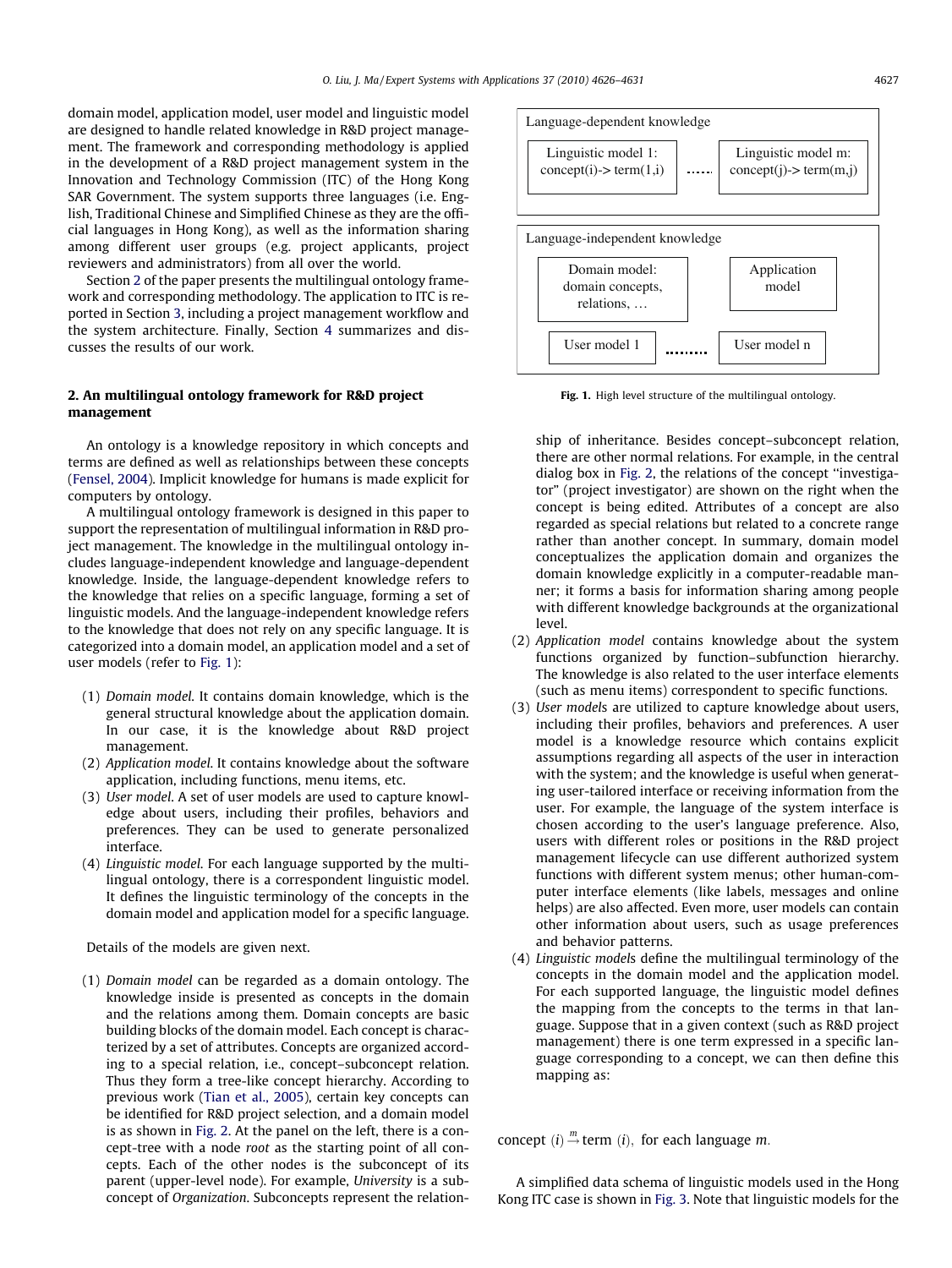domain model, application model, user model and linguistic model are designed to handle related knowledge in R&D project management. The framework and corresponding methodology is applied in the development of a R&D project management system in the Innovation and Technology Commission (ITC) of the Hong Kong SAR Government. The system supports three languages (i.e. English, Traditional Chinese and Simplified Chinese as they are the official languages in Hong Kong), as well as the information sharing among different user groups (e.g. project applicants, project reviewers and administrators) from all over the world.

Section 2 of the paper presents the multilingual ontology framework and corresponding methodology. The application to ITC is reported in Section 3, including a project management workflow and the system architecture. Finally, Section 4 summarizes and discusses the results of our work.

## 2. An multilingual ontology framework for R&D project management

An ontology is a knowledge repository in which concepts and terms are defined as well as relationships between these concepts (Fensel, 2004). Implicit knowledge for humans is made explicit for computers by ontology.

A multilingual ontology framework is designed in this paper to support the representation of multilingual information in R&D project management. The knowledge in the multilingual ontology includes language-independent knowledge and language-dependent knowledge. Inside, the language-dependent knowledge refers to the knowledge that relies on a specific language, forming a set of linguistic models. And the language-independent knowledge refers to the knowledge that does not rely on any specific language. It is categorized into a domain model, an application model and a set of user models (refer to Fig. 1):

(1) *Domain model*. It contains domain knowledge, which is the general structural knowledge about the application domain. In our case, it is the knowledge about R&D project management.
(2) *Application model*. It contains knowledge about the software application, including functions, menu items, etc.
(3) *User model*. A set of user models are used to capture knowledge about users, including their profiles, behaviors and preferences. They can be used to generate personalized interface.
(4) *Linguistic model*. For each language supported by the multilingual ontology, there is a correspondent linguistic model. It defines the linguistic terminology of the concepts in the domain model and application model for a specific language.

Details of the models are given next.

(1) *Domain model* can be regarded as a domain ontology. The knowledge inside is presented as concepts in the domain and the relations among them. Domain concepts are basic building blocks of the domain model. Each concept is characterized by a set of attributes. Concepts are organized according to a special relation, i.e., concept–subconcept relation. Thus they form a tree-like concept hierarchy. According to previous work (Tian et al., 2005), certain key concepts can be identified for R&D project selection, and a domain model is as shown in Fig. 2. At the panel on the left, there is a concept-tree with a node *root* as the starting point of all concepts. Each of the other nodes is the subconcept of its parent (upper-level node). For example, *University* is a subconcept of *Organization*. Subconcepts represent the relationship of inheritance. Besides concept–subconcept relation, there are other normal relations. For example, in the central dialog box in Fig. 2, the relations of the concept "investigator" (project investigator) are shown on the right when the concept is being edited. Attributes of a concept are also regarded as special relations but related to a concrete range rather than another concept. In summary, domain model conceptualizes the application domain and organizes the domain knowledge explicitly in a computer-readable manner; it forms a basis for information sharing among people with different knowledge backgrounds at the organizational level.
(2) *Application model* contains knowledge about the system functions organized by function–subfunction hierarchy. The knowledge is also related to the user interface elements (such as menu items) correspondent to specific functions.
(3) *User models* are utilized to capture knowledge about users, including their profiles, behaviors and preferences. A user model is a knowledge resource which contains explicit assumptions regarding all aspects of the user in interaction with the system; and the knowledge is useful when generating user-tailored interface or receiving information from the user. For example, the language of the system interface is chosen according to the user's language preference. Also, users with different roles or positions in the R&D project management lifecycle can use different authorized system functions with different system menus; other human-computer interface elements (like labels, messages and online helps) are also affected. Even more, user models can contain other information about users, such as usage preferences and behavior patterns.
(4) *Linguistic models* define the multilingual terminology of the concepts in the domain model and the application model. For each supported language, the linguistic model defines the mapping from the concepts to the terms in that language. Suppose that in a given context (such as R&D project management) there is one term expressed in a specific language corresponding to a concept, we can then define this mapping as:

$$\text{concept }(i) \xrightarrow{m} \text{term }(i), \text{ for each language } m.$$

Language-dependent knowledge

Linguistic model 1: concept(i)-> term(1,i)

Linguistic model m: concept(j)-> term(m,j)

Language-independent knowledge

Domain model: domain concepts, relations, …

Application model

User model 1

User model n

**Fig. 1.** High level structure of the multilingual ontology.

A simplified data schema of linguistic models used in the Hong Kong ITC case is shown in Fig. 3. Note that linguistic models for the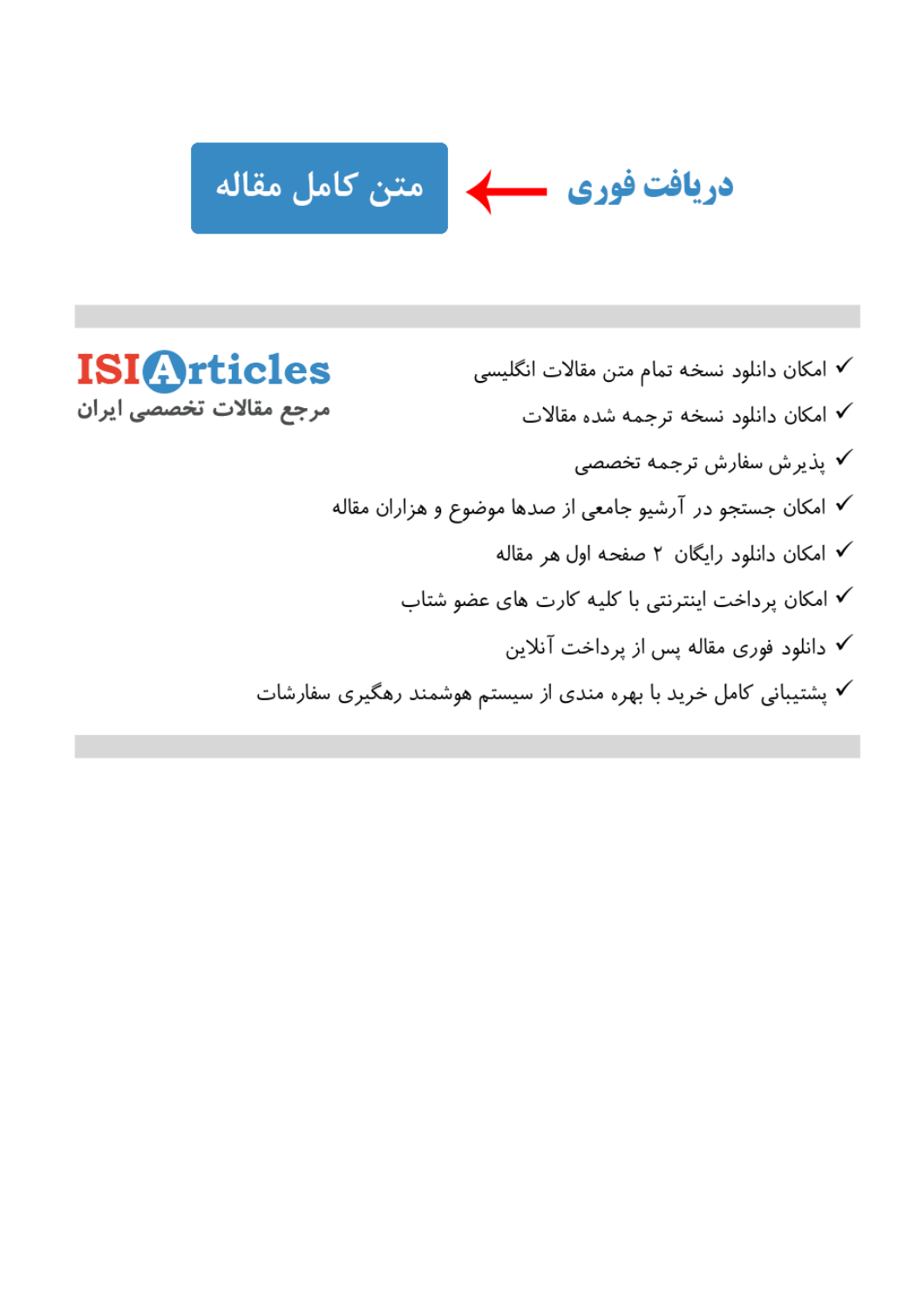دریافت فوری ← **متن کامل مقاله**

**ISIArticles**
مرجع مقالات تخصصی ایران

- ✓ امکان دانلود نسخه تمام متن مقالات انگلیسی
- ✓ امکان دانلود نسخه ترجمه شده مقالات
- ✓ پذیرش سفارش ترجمه تخصصی
- ✓ امکان جستجو در آرشیو جامعی از صدها موضوع و هزاران مقاله
- ✓ امکان دانلود رایگان ۲ صفحه اول هر مقاله
- ✓ امکان پرداخت اینترنتی با کلیه کارت های عضو شتاب
- ✓ دانلود فوری مقاله پس از پرداخت آنلاین
- ✓ پشتیبانی کامل خرید با بهره مندی از سیستم هوشمند رهگیری سفارشات